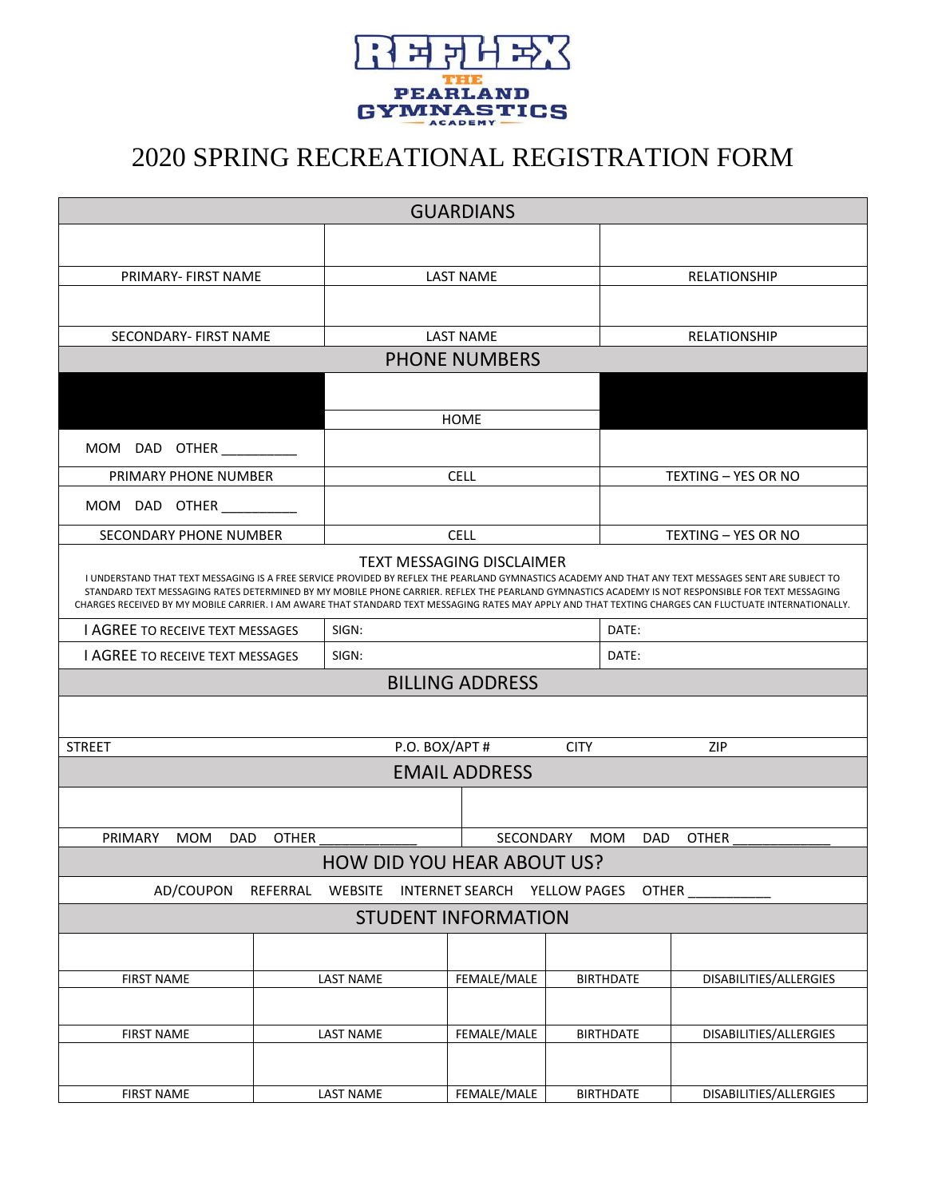REFLEX THE PEARLAND GYMNASTICS ACADEMY

# 2020 SPRING RECREATIONAL REGISTRATION FORM

## GUARDIANS

| | | |
|---|---|---|
| | | |
| PRIMARY- FIRST NAME | LAST NAME | RELATIONSHIP |
| | | |
| SECONDARY- FIRST NAME | LAST NAME | RELATIONSHIP |

## PHONE NUMBERS

| | | |
|---|---|---|
| | | |
| | HOME | |
| MOM DAD OTHER __________ | | |
| PRIMARY PHONE NUMBER | CELL | TEXTING – YES OR NO |
| MOM DAD OTHER __________ | | |
| SECONDARY PHONE NUMBER | CELL | TEXTING – YES OR NO |

### TEXT MESSAGING DISCLAIMER

I UNDERSTAND THAT TEXT MESSAGING IS A FREE SERVICE PROVIDED BY REFLEX THE PEARLAND GYMNASTICS ACADEMY AND THAT ANY TEXT MESSAGES SENT ARE SUBJECT TO STANDARD TEXT MESSAGING RATES DETERMINED BY MY MOBILE PHONE CARRIER. REFLEX THE PEARLAND GYMNASTICS ACADEMY IS NOT RESPONSIBLE FOR TEXT MESSAGING CHARGES RECEIVED BY MY MOBILE CARRIER. I AM AWARE THAT STANDARD TEXT MESSAGING RATES MAY APPLY AND THAT TEXTING CHARGES CAN FLUCTUATE INTERNATIONALLY.

| | | |
|---|---|---|
| I AGREE TO RECEIVE TEXT MESSAGES | SIGN: | DATE: |
| I AGREE TO RECEIVE TEXT MESSAGES | SIGN: | DATE: |

## BILLING ADDRESS

| | | | |
|---|---|---|---|
| | | | |
| STREET | P.O. BOX/APT # | CITY | ZIP |

## EMAIL ADDRESS

| | |
|---|---|
| | |
| PRIMARY MOM DAD OTHER ____________ | SECONDARY MOM DAD OTHER ____________ |

## HOW DID YOU HEAR ABOUT US?

AD/COUPON REFERRAL WEBSITE INTERNET SEARCH YELLOW PAGES OTHER ___________

## STUDENT INFORMATION

| | | | | |
|---|---|---|---|---|
| | | | | |
| FIRST NAME | LAST NAME | FEMALE/MALE | BIRTHDATE | DISABILITIES/ALLERGIES |
| | | | | |
| FIRST NAME | LAST NAME | FEMALE/MALE | BIRTHDATE | DISABILITIES/ALLERGIES |
| | | | | |
| FIRST NAME | LAST NAME | FEMALE/MALE | BIRTHDATE | DISABILITIES/ALLERGIES |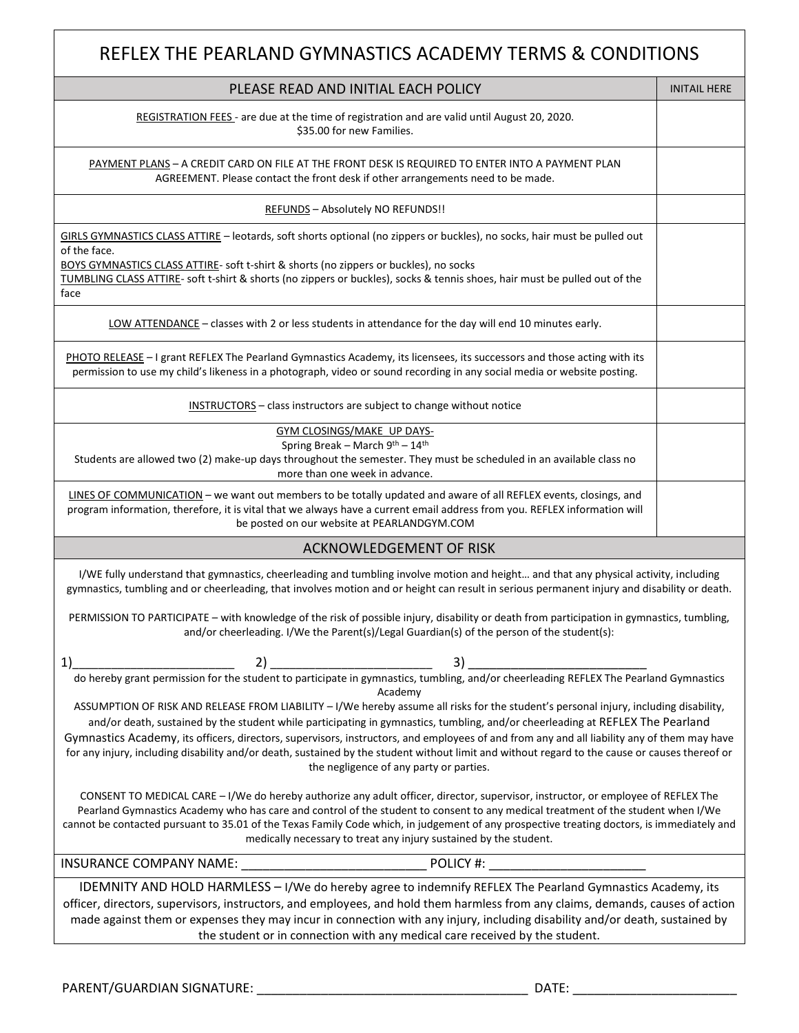# REFLEX THE PEARLAND GYMNASTICS ACADEMY TERMS & CONDITIONS

| PLEASE READ AND INITIAL EACH POLICY | INITAIL HERE |
|---|---|
| REGISTRATION FEES - are due at the time of registration and are valid until August 20, 2020. $35.00 for new Families. | |
| PAYMENT PLANS – A CREDIT CARD ON FILE AT THE FRONT DESK IS REQUIRED TO ENTER INTO A PAYMENT PLAN AGREEMENT. Please contact the front desk if other arrangements need to be made. | |
| REFUNDS – Absolutely NO REFUNDS!! | |
| GIRLS GYMNASTICS CLASS ATTIRE – leotards, soft shorts optional (no zippers or buckles), no socks, hair must be pulled out of the face. BOYS GYMNASTICS CLASS ATTIRE- soft t-shirt & shorts (no zippers or buckles), no socks TUMBLING CLASS ATTIRE- soft t-shirt & shorts (no zippers or buckles), socks & tennis shoes, hair must be pulled out of the face | |
| LOW ATTENDANCE – classes with 2 or less students in attendance for the day will end 10 minutes early. | |
| PHOTO RELEASE – I grant REFLEX The Pearland Gymnastics Academy, its licensees, its successors and those acting with its permission to use my child's likeness in a photograph, video or sound recording in any social media or website posting. | |
| INSTRUCTORS – class instructors are subject to change without notice | |
| GYM CLOSINGS/MAKE UP DAYS- Spring Break – March 9th – 14th Students are allowed two (2) make-up days throughout the semester. They must be scheduled in an available class no more than one week in advance. | |
| LINES OF COMMUNICATION – we want out members to be totally updated and aware of all REFLEX events, closings, and program information, therefore, it is vital that we always have a current email address from you. REFLEX information will be posted on our website at PEARLANDGYM.COM | |

## ACKNOWLEDGEMENT OF RISK

I/WE fully understand that gymnastics, cheerleading and tumbling involve motion and height… and that any physical activity, including gymnastics, tumbling and or cheerleading, that involves motion and or height can result in serious permanent injury and disability or death.

PERMISSION TO PARTICIPATE – with knowledge of the risk of possible injury, disability or death from participation in gymnastics, tumbling, and/or cheerleading. I/We the Parent(s)/Legal Guardian(s) of the person of the student(s):

1)________________________ 2) ________________________ 3) __________________________

do hereby grant permission for the student to participate in gymnastics, tumbling, and/or cheerleading REFLEX The Pearland Gymnastics Academy

ASSUMPTION OF RISK AND RELEASE FROM LIABILITY – I/We hereby assume all risks for the student's personal injury, including disability, and/or death, sustained by the student while participating in gymnastics, tumbling, and/or cheerleading at REFLEX The Pearland Gymnastics Academy, its officers, directors, supervisors, instructors, and employees of and from any and all liability any of them may have for any injury, including disability and/or death, sustained by the student without limit and without regard to the cause or causes thereof or the negligence of any party or parties.

CONSENT TO MEDICAL CARE – I/We do hereby authorize any adult officer, director, supervisor, instructor, or employee of REFLEX The Pearland Gymnastics Academy who has care and control of the student to consent to any medical treatment of the student when I/We cannot be contacted pursuant to 35.01 of the Texas Family Code which, in judgement of any prospective treating doctors, is immediately and medically necessary to treat any injury sustained by the student.

INSURANCE COMPANY NAME: __________________________ POLICY #: ______________________

IDEMNITY AND HOLD HARMLESS – I/We do hereby agree to indemnify REFLEX The Pearland Gymnastics Academy, its officer, directors, supervisors, instructors, and employees, and hold them harmless from any claims, demands, causes of action made against them or expenses they may incur in connection with any injury, including disability and/or death, sustained by the student or in connection with any medical care received by the student.

PARENT/GUARDIAN SIGNATURE: ______________________________________ DATE: _______________________